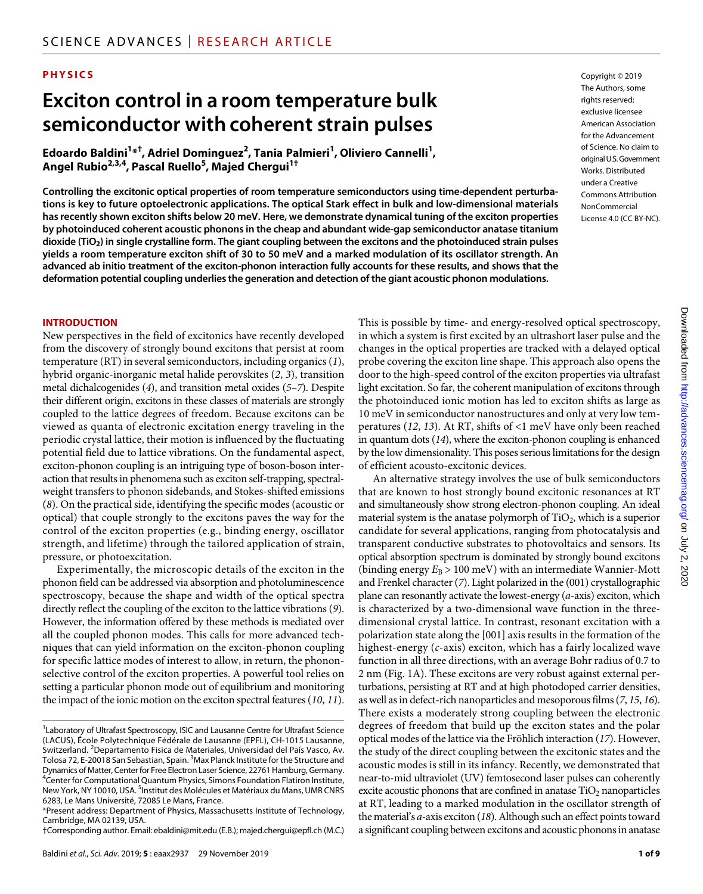PHYSICS

# Exciton control in a room temperature bulk semiconductor with coherent strain pulses

**Edoardo Baldini[1]*†, Adriel Dominguez[2], Tania Palmieri[1], Oliviero Cannelli[1], Angel Rubio[2,3,4], Pascal Ruello[5], Majed Chergui[1]†**

Copyright © 2019 The Authors, some rights reserved; exclusive licensee American Association for the Advancement of Science. No claim to original U.S. Government Works. Distributed under a Creative Commons Attribution NonCommercial License 4.0 (CC BY-NC).

**Controlling the excitonic optical properties of room temperature semiconductors using time-dependent perturbations is key to future optoelectronic applications. The optical Stark effect in bulk and low-dimensional materials has recently shown exciton shifts below 20 meV. Here, we demonstrate dynamical tuning of the exciton properties by photoinduced coherent acoustic phonons in the cheap and abundant wide-gap semiconductor anatase titanium dioxide ($TiO_2$) in single crystalline form. The giant coupling between the excitons and the photoinduced strain pulses yields a room temperature exciton shift of 30 to 50 meV and a marked modulation of its oscillator strength. An advanced ab initio treatment of the exciton-phonon interaction fully accounts for these results, and shows that the deformation potential coupling underlies the generation and detection of the giant acoustic phonon modulations.**

## INTRODUCTION

New perspectives in the field of excitonics have recently developed from the discovery of strongly bound excitons that persist at room temperature (RT) in several semiconductors, including organics (*1*), hybrid organic-inorganic metal halide perovskites (*2*, *3*), transition metal dichalcogenides (*4*), and transition metal oxides (*5*–*7*). Despite their different origin, excitons in these classes of materials are strongly coupled to the lattice degrees of freedom. Because excitons can be viewed as quanta of electronic excitation energy traveling in the periodic crystal lattice, their motion is influenced by the fluctuating potential field due to lattice vibrations. On the fundamental aspect, exciton-phonon coupling is an intriguing type of boson-boson interaction that results in phenomena such as exciton self-trapping, spectral-weight transfers to phonon sidebands, and Stokes-shifted emissions (*8*). On the practical side, identifying the specific modes (acoustic or optical) that couple strongly to the excitons paves the way for the control of the exciton properties (e.g., binding energy, oscillator strength, and lifetime) through the tailored application of strain, pressure, or photoexcitation.

Experimentally, the microscopic details of the exciton in the phonon field can be addressed via absorption and photoluminescence spectroscopy, because the shape and width of the optical spectra directly reflect the coupling of the exciton to the lattice vibrations (*9*). However, the information offered by these methods is mediated over all the coupled phonon modes. This calls for more advanced techniques that can yield information on the exciton-phonon coupling for specific lattice modes of interest to allow, in return, the phonon-selective control of the exciton properties. A powerful tool relies on setting a particular phonon mode out of equilibrium and monitoring the impact of the ionic motion on the exciton spectral features (*10*, *11*). This is possible by time- and energy-resolved optical spectroscopy, in which a system is first excited by an ultrashort laser pulse and the changes in the optical properties are tracked with a delayed optical probe covering the exciton line shape. This approach also opens the door to the high-speed control of the exciton properties via ultrafast light excitation. So far, the coherent manipulation of excitons through the photoinduced ionic motion has led to exciton shifts as large as 10 meV in semiconductor nanostructures and only at very low temperatures (*12*, *13*). At RT, shifts of <1 meV have only been reached in quantum dots (*14*), where the exciton-phonon coupling is enhanced by the low dimensionality. This poses serious limitations for the design of efficient acousto-excitonic devices.

An alternative strategy involves the use of bulk semiconductors that are known to host strongly bound excitonic resonances at RT and simultaneously show strong electron-phonon coupling. An ideal material system is the anatase polymorph of $TiO_2$, which is a superior candidate for several applications, ranging from photocatalysis and transparent conductive substrates to photovoltaics and sensors. Its optical absorption spectrum is dominated by strongly bound excitons (binding energy $E_B$ > 100 meV) with an intermediate Wannier-Mott and Frenkel character (*7*). Light polarized in the (001) crystallographic plane can resonantly activate the lowest-energy (*a*-axis) exciton, which is characterized by a two-dimensional wave function in the three-dimensional crystal lattice. In contrast, resonant excitation with a polarization state along the [001] axis results in the formation of the highest-energy (*c*-axis) exciton, which has a fairly localized wave function in all three directions, with an average Bohr radius of 0.7 to 2 nm (Fig. 1A). These excitons are very robust against external perturbations, persisting at RT and at high photodoped carrier densities, as well as in defect-rich nanoparticles and mesoporous films (*7*, *15*, *16*). There exists a moderately strong coupling between the electronic degrees of freedom that build up the exciton states and the polar optical modes of the lattice via the Fröhlich interaction (*17*). However, the study of the direct coupling between the excitonic states and the acoustic modes is still in its infancy. Recently, we demonstrated that near-to-mid ultraviolet (UV) femtosecond laser pulses can coherently excite acoustic phonons that are confined in anatase $TiO_2$ nanoparticles at RT, leading to a marked modulation in the oscillator strength of the material's *a*-axis exciton (*18*). Although such an effect points toward a significant coupling between excitons and acoustic phonons in anatase

[1]Laboratory of Ultrafast Spectroscopy, ISIC and Lausanne Centre for Ultrafast Science (LACUS), École Polytechnique Fédérale de Lausanne (EPFL), CH-1015 Lausanne, Switzerland. [2]Departamento Fisica de Materiales, Universidad del País Vasco, Av. Tolosa 72, E-20018 San Sebastian, Spain. [3]Max Planck Institute for the Structure and Dynamics of Matter, Center for Free Electron Laser Science, 22761 Hamburg, Germany. [4]Center for Computational Quantum Physics, Simons Foundation Flatiron Institute, New York, NY 10010, USA. [5]Institut des Molécules et Matériaux du Mans, UMR CNRS 6283, Le Mans Université, 72085 Le Mans, France.
*Present address: Department of Physics, Massachusetts Institute of Technology, Cambridge, MA 02139, USA.
†Corresponding author. Email: ebaldini@mit.edu (E.B.); majed.chergui@epfl.ch (M.C.)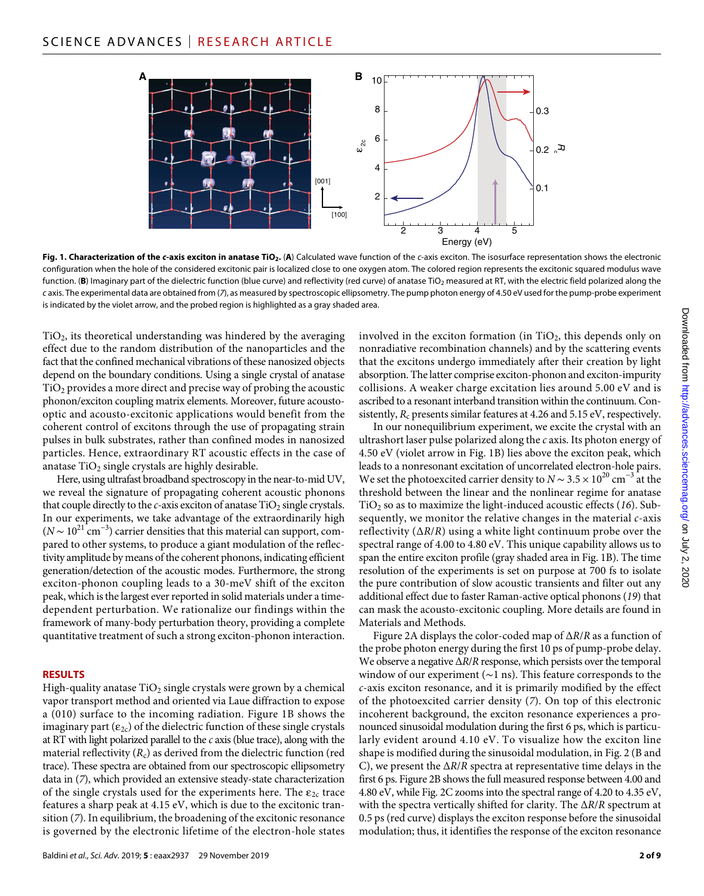**Fig. 1. Characterization of the *c*-axis exciton in anatase $TiO_2$.** (**A**) Calculated wave function of the *c*-axis exciton. The isosurface representation shows the electronic configuration when the hole of the considered excitonic pair is localized close to one oxygen atom. The colored region represents the excitonic squared modulus wave function. (**B**) Imaginary part of the dielectric function (blue curve) and reflectivity (red curve) of anatase $TiO_2$ measured at RT, with the electric field polarized along the *c* axis. The experimental data are obtained from (*7*), as measured by spectroscopic ellipsometry. The pump photon energy of 4.50 eV used for the pump-probe experiment is indicated by the violet arrow, and the probed region is highlighted as a gray shaded area.

$TiO_2$, its theoretical understanding was hindered by the averaging effect due to the random distribution of the nanoparticles and the fact that the confined mechanical vibrations of these nanosized objects depend on the boundary conditions. Using a single crystal of anatase $TiO_2$ provides a more direct and precise way of probing the acoustic phonon/exciton coupling matrix elements. Moreover, future acousto-optic and acousto-excitonic applications would benefit from the coherent control of excitons through the use of propagating strain pulses in bulk substrates, rather than confined modes in nanosized particles. Hence, extraordinary RT acoustic effects in the case of anatase $TiO_2$ single crystals are highly desirable.

Here, using ultrafast broadband spectroscopy in the near-to-mid UV, we reveal the signature of propagating coherent acoustic phonons that couple directly to the *c*-axis exciton of anatase $TiO_2$ single crystals. In our experiments, we take advantage of the extraordinarily high ($N \sim 10^{21}$ cm$^{-3}$) carrier densities that this material can support, compared to other systems, to produce a giant modulation of the reflectivity amplitude by means of the coherent phonons, indicating efficient generation/detection of the acoustic modes. Furthermore, the strong exciton-phonon coupling leads to a 30-meV shift of the exciton peak, which is the largest ever reported in solid materials under a time-dependent perturbation. We rationalize our findings within the framework of many-body perturbation theory, providing a complete quantitative treatment of such a strong exciton-phonon interaction.

## RESULTS

High-quality anatase $TiO_2$ single crystals were grown by a chemical vapor transport method and oriented via Laue diffraction to expose a (010) surface to the incoming radiation. Figure 1B shows the imaginary part ($\varepsilon_{2c}$) of the dielectric function of these single crystals at RT with light polarized parallel to the *c* axis (blue trace), along with the material reflectivity ($R_c$) as derived from the dielectric function (red trace). These spectra are obtained from our spectroscopic ellipsometry data in (*7*), which provided an extensive steady-state characterization of the single crystals used for the experiments here. The $\varepsilon_{2c}$ trace features a sharp peak at 4.15 eV, which is due to the excitonic transition (*7*). In equilibrium, the broadening of the excitonic resonance is governed by the electronic lifetime of the electron-hole states involved in the exciton formation (in $TiO_2$, this depends only on nonradiative recombination channels) and by the scattering events that the excitons undergo immediately after their creation by light absorption. The latter comprise exciton-phonon and exciton-impurity collisions. A weaker charge excitation lies around 5.00 eV and is ascribed to a resonant interband transition within the continuum. Consistently, $R_c$ presents similar features at 4.26 and 5.15 eV, respectively.

In our nonequilibrium experiment, we excite the crystal with an ultrashort laser pulse polarized along the *c* axis. Its photon energy of 4.50 eV (violet arrow in Fig. 1B) lies above the exciton peak, which leads to a nonresonant excitation of uncorrelated electron-hole pairs. We set the photoexcited carrier density to $N \sim 3.5 \times 10^{20}$ cm$^{-3}$ at the threshold between the linear and the nonlinear regime for anatase $TiO_2$ so as to maximize the light-induced acoustic effects (*16*). Subsequently, we monitor the relative changes in the material *c*-axis reflectivity ($\Delta R/R$) using a white light continuum probe over the spectral range of 4.00 to 4.80 eV. This unique capability allows us to span the entire exciton profile (gray shaded area in Fig. 1B). The time resolution of the experiments is set on purpose at 700 fs to isolate the pure contribution of slow acoustic transients and filter out any additional effect due to faster Raman-active optical phonons (*19*) that can mask the acousto-excitonic coupling. More details are found in Materials and Methods.

Figure 2A displays the color-coded map of $\Delta R/R$ as a function of the probe photon energy during the first 10 ps of pump-probe delay. We observe a negative $\Delta R/R$ response, which persists over the temporal window of our experiment (~1 ns). This feature corresponds to the *c*-axis exciton resonance, and it is primarily modified by the effect of the photoexcited carrier density (*7*). On top of this electronic incoherent background, the exciton resonance experiences a pronounced sinusoidal modulation during the first 6 ps, which is particularly evident around 4.10 eV. To visualize how the exciton line shape is modified during the sinusoidal modulation, in Fig. 2 (B and C), we present the $\Delta R/R$ spectra at representative time delays in the first 6 ps. Figure 2B shows the full measured response between 4.00 and 4.80 eV, while Fig. 2C zooms into the spectral range of 4.20 to 4.35 eV, with the spectra vertically shifted for clarity. The $\Delta R/R$ spectrum at 0.5 ps (red curve) displays the exciton response before the sinusoidal modulation; thus, it identifies the response of the exciton resonance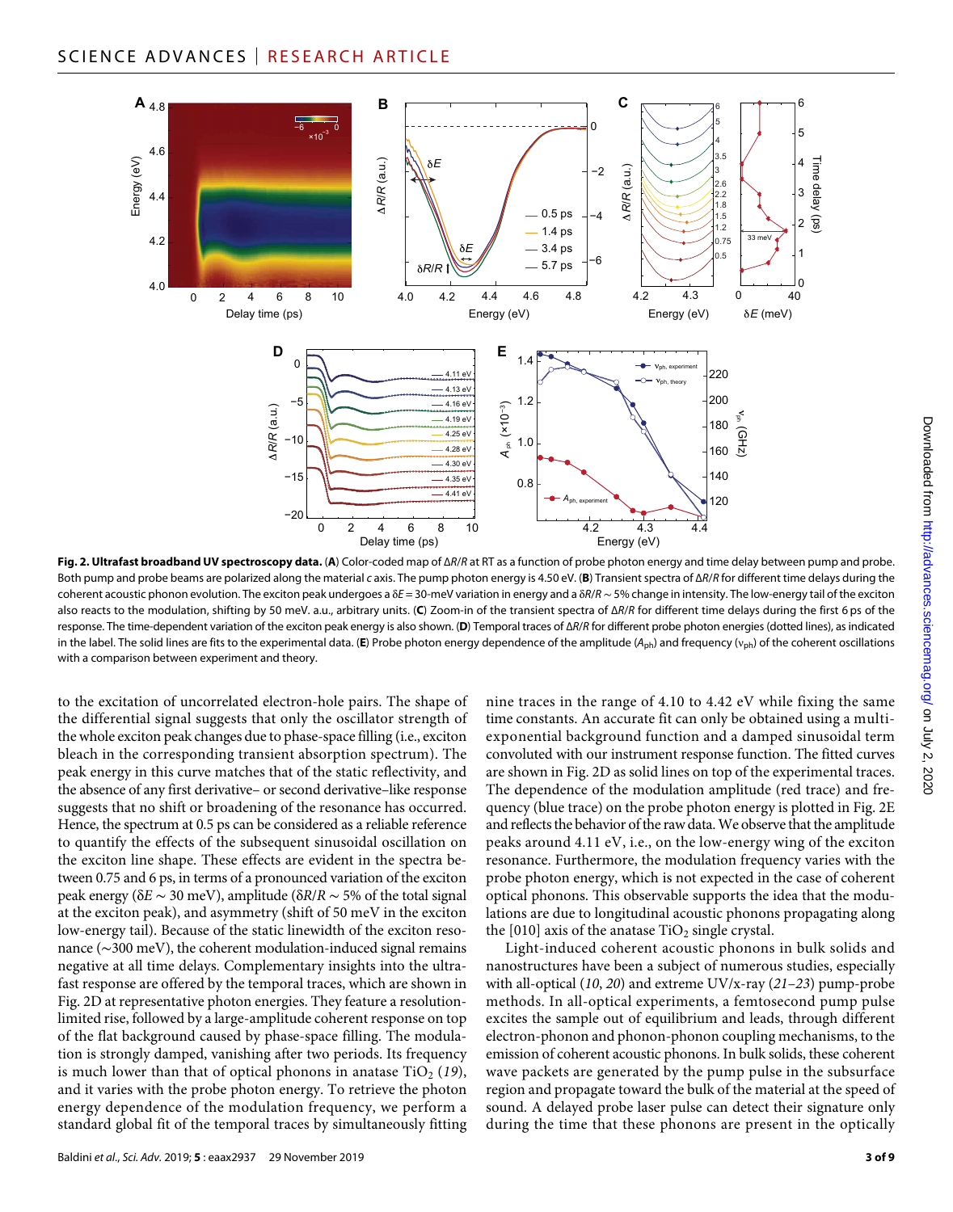**Fig. 2. Ultrafast broadband UV spectroscopy data.** (**A**) Color-coded map of $\Delta R/R$ at RT as a function of probe photon energy and time delay between pump and probe. Both pump and probe beams are polarized along the material *c* axis. The pump photon energy is 4.50 eV. (**B**) Transient spectra of $\Delta R/R$ for different time delays during the coherent acoustic phonon evolution. The exciton peak undergoes a $\delta E$ = 30-meV variation in energy and a $\delta R/R \sim 5\%$ change in intensity. The low-energy tail of the exciton also reacts to the modulation, shifting by 50 meV. a.u., arbitrary units. (**C**) Zoom-in of the transient spectra of $\Delta R/R$ for different time delays during the first 6 ps of the response. The time-dependent variation of the exciton peak energy is also shown. (**D**) Temporal traces of $\Delta R/R$ for different probe photon energies (dotted lines), as indicated in the label. The solid lines are fits to the experimental data. (**E**) Probe photon energy dependence of the amplitude ($A_{ph}$) and frequency ($\nu_{ph}$) of the coherent oscillations with a comparison between experiment and theory.

to the excitation of uncorrelated electron-hole pairs. The shape of the differential signal suggests that only the oscillator strength of the whole exciton peak changes due to phase-space filling (i.e., exciton bleach in the corresponding transient absorption spectrum). The peak energy in this curve matches that of the static reflectivity, and the absence of any first derivative– or second derivative–like response suggests that no shift or broadening of the resonance has occurred. Hence, the spectrum at 0.5 ps can be considered as a reliable reference to quantify the effects of the subsequent sinusoidal oscillation on the exciton line shape. These effects are evident in the spectra between 0.75 and 6 ps, in terms of a pronounced variation of the exciton peak energy ($\delta E \sim 30$ meV), amplitude ($\delta R/R \sim 5\%$ of the total signal at the exciton peak), and asymmetry (shift of 50 meV in the exciton low-energy tail). Because of the static linewidth of the exciton resonance (~300 meV), the coherent modulation-induced signal remains negative at all time delays. Complementary insights into the ultrafast response are offered by the temporal traces, which are shown in Fig. 2D at representative photon energies. They feature a resolution-limited rise, followed by a large-amplitude coherent response on top of the flat background caused by phase-space filling. The modulation is strongly damped, vanishing after two periods. Its frequency is much lower than that of optical phonons in anatase $TiO_2$ (*19*), and it varies with the probe photon energy. To retrieve the photon energy dependence of the modulation frequency, we perform a standard global fit of the temporal traces by simultaneously fitting nine traces in the range of 4.10 to 4.42 eV while fixing the same time constants. An accurate fit can only be obtained using a multi-exponential background function and a damped sinusoidal term convolved with our instrument response function. The fitted curves are shown in Fig. 2D as solid lines on top of the experimental traces. The dependence of the modulation amplitude (red trace) and frequency (blue trace) on the probe photon energy is plotted in Fig. 2E and reflects the behavior of the raw data. We observe that the amplitude peaks around 4.11 eV, i.e., on the low-energy wing of the exciton resonance. Furthermore, the modulation frequency varies with the probe photon energy, which is not expected in the case of coherent optical phonons. This observable supports the idea that the modulations are due to longitudinal acoustic phonons propagating along the [010] axis of the anatase $TiO_2$ single crystal.

Light-induced coherent acoustic phonons in bulk solids and nanostructures have been a subject of numerous studies, especially with all-optical (*10*, *20*) and extreme UV/x-ray (*21*–*23*) pump-probe methods. In all-optical experiments, a femtosecond pump pulse excites the sample out of equilibrium and leads, through different electron-phonon and phonon-phonon coupling mechanisms, to the emission of coherent acoustic phonons. In bulk solids, these coherent wave packets are generated by the pump pulse in the subsurface region and propagate toward the bulk of the material at the speed of sound. A delayed probe laser pulse can detect their signature only during the time that these phonons are present in the optically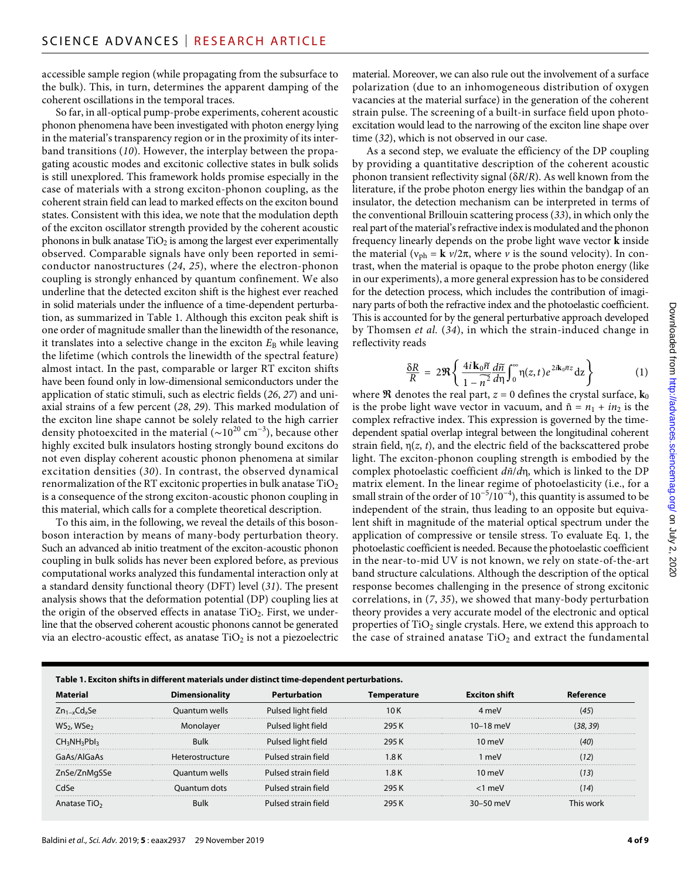accessible sample region (while propagating from the subsurface to the bulk). This, in turn, determines the apparent damping of the coherent oscillations in the temporal traces.

So far, in all-optical pump-probe experiments, coherent acoustic phonon phenomena have been investigated with photon energy lying in the material's transparency region or in the proximity of its interband transitions (10). However, the interplay between the propagating acoustic modes and excitonic collective states in bulk solids is still unexplored. This framework holds promise especially in the case of materials with a strong exciton-phonon coupling, as the coherent strain field can lead to marked effects on the exciton bound states. Consistent with this idea, we note that the modulation depth of the exciton oscillator strength provided by the coherent acoustic phonons in bulk anatase $TiO_2$ is among the largest ever experimentally observed. Comparable signals have only been reported in semiconductor nanostructures (24, 25), where the electron-phonon coupling is strongly enhanced by quantum confinement. We also underline that the detected exciton shift is the highest ever reached in solid materials under the influence of a time-dependent perturbation, as summarized in Table 1. Although this exciton peak shift is one order of magnitude smaller than the linewidth of the resonance, it translates into a selective change in the exciton $E_B$ while leaving the lifetime (which controls the linewidth of the spectral feature) almost intact. In the past, comparable or larger RT exciton shifts have been found only in low-dimensional semiconductors under the application of static stimuli, such as electric fields (26, 27) and uniaxial strains of a few percent (28, 29). This marked modulation of the exciton line shape cannot be solely related to the high carrier density photoexcited in the material ($\sim 10^{20}$ cm$^{-3}$), because other highly excited bulk insulators hosting strongly bound excitons do not even display coherent acoustic phonon phenomena at similar excitation densities (30). In contrast, the observed dynamical renormalization of the RT excitonic properties in bulk anatase $TiO_2$ is a consequence of the strong exciton-acoustic phonon coupling in this material, which calls for a complete theoretical description.

To this aim, in the following, we reveal the details of this boson-boson interaction by means of many-body perturbation theory. Such an advanced ab initio treatment of the exciton-acoustic phonon coupling in bulk solids has never been explored before, as previous computational works analyzed this fundamental interaction only at a standard density functional theory (DFT) level (31). The present analysis shows that the deformation potential (DP) coupling lies at the origin of the observed effects in anatase $TiO_2$. First, we underline that the observed coherent acoustic phonons cannot be generated via an electro-acoustic effect, as anatase $TiO_2$ is not a piezoelectric material. Moreover, we can also rule out the involvement of a surface polarization (due to an inhomogeneous distribution of oxygen vacancies at the material surface) in the generation of the coherent strain pulse. The screening of a built-in surface field upon photoexcitation would lead to the narrowing of the exciton line shape over time (32), which is not observed in our case.

As a second step, we evaluate the efficiency of the DP coupling by providing a quantitative description of the coherent acoustic phonon transient reflectivity signal ($\delta R/R$). As well known from the literature, if the probe photon energy lies within the bandgap of an insulator, the detection mechanism can be interpreted in terms of the conventional Brillouin scattering process (33), in which only the real part of the material's refractive index is modulated and the phonon frequency linearly depends on the probe light wave vector $\mathbf{k}$ inside the material ($\nu_{ph} = \mathbf{k}\, v/2\pi$, where $v$ is the sound velocity). In contrast, when the material is opaque to the probe photon energy (like in our experiments), a more general expression has to be considered for the detection process, which includes the contribution of imaginary parts of both the refractive index and the photoelastic coefficient. This is accounted for by the general perturbative approach developed by Thomsen *et al.* (34), in which the strain-induced change in reflectivity reads

$$\frac{\delta R}{R} = 2\Re\left\{\frac{4i\mathbf{k}_0\tilde{n}}{1-\tilde{n}^2}\frac{d\tilde{n}}{d\eta}\int_0^{\infty}\eta(z,t)e^{2i\mathbf{k}_0\tilde{n}z}\mathrm{d}z\right\} \quad (1)$$

where $\Re$ denotes the real part, $z = 0$ defines the crystal surface, $\mathbf{k}_0$ is the probe light wave vector in vacuum, and $\tilde{n} = n_1 + in_2$ is the complex refractive index. This expression is governed by the time-dependent spatial overlap integral between the longitudinal coherent strain field, $\eta(z, t)$, and the electric field of the backscattered probe light. The exciton-phonon coupling strength is embodied by the complex photoelastic coefficient $d\tilde{n}/d\eta$, which is linked to the DP matrix element. In the linear regime of photoelasticity (i.e., for a small strain of the order of $10^{-5}/10^{-4}$), this quantity is assumed to be independent of the strain, thus leading to an opposite but equivalent shift in magnitude of the material optical spectrum under the application of compressive or tensile stress. To evaluate Eq. 1, the photoelastic coefficient is needed. Because the photoelastic coefficient in the near-to-mid UV is not known, we rely on state-of-the-art band structure calculations. Although the description of the optical response becomes challenging in the presence of strong excitonic correlations, in (7, 35), we showed that many-body perturbation theory provides a very accurate model of the electronic and optical properties of $TiO_2$ single crystals. Here, we extend this approach to the case of strained anatase $TiO_2$ and extract the fundamental

**Table 1. Exciton shifts in different materials under distinct time-dependent perturbations.**

| Material | Dimensionality | Perturbation | Temperature | Exciton shift | Reference |
|---|---|---|---|---|---|
| $Zn_{1-x}Cd_xSe$ | Quantum wells | Pulsed light field | 10 K | 4 meV | (45) |
| $WS_2$, $WSe_2$ | Monolayer | Pulsed light field | 295 K | 10–18 meV | (38, 39) |
| $CH_3NH_3PbI_3$ | Bulk | Pulsed light field | 295 K | 10 meV | (40) |
| GaAs/AlGaAs | Heterostructure | Pulsed strain field | 1.8 K | 1 meV | (12) |
| ZnSe/ZnMgSSe | Quantum wells | Pulsed strain field | 1.8 K | 10 meV | (13) |
| CdSe | Quantum dots | Pulsed strain field | 295 K | <1 meV | (14) |
| Anatase $TiO_2$ | Bulk | Pulsed strain field | 295 K | 30–50 meV | This work |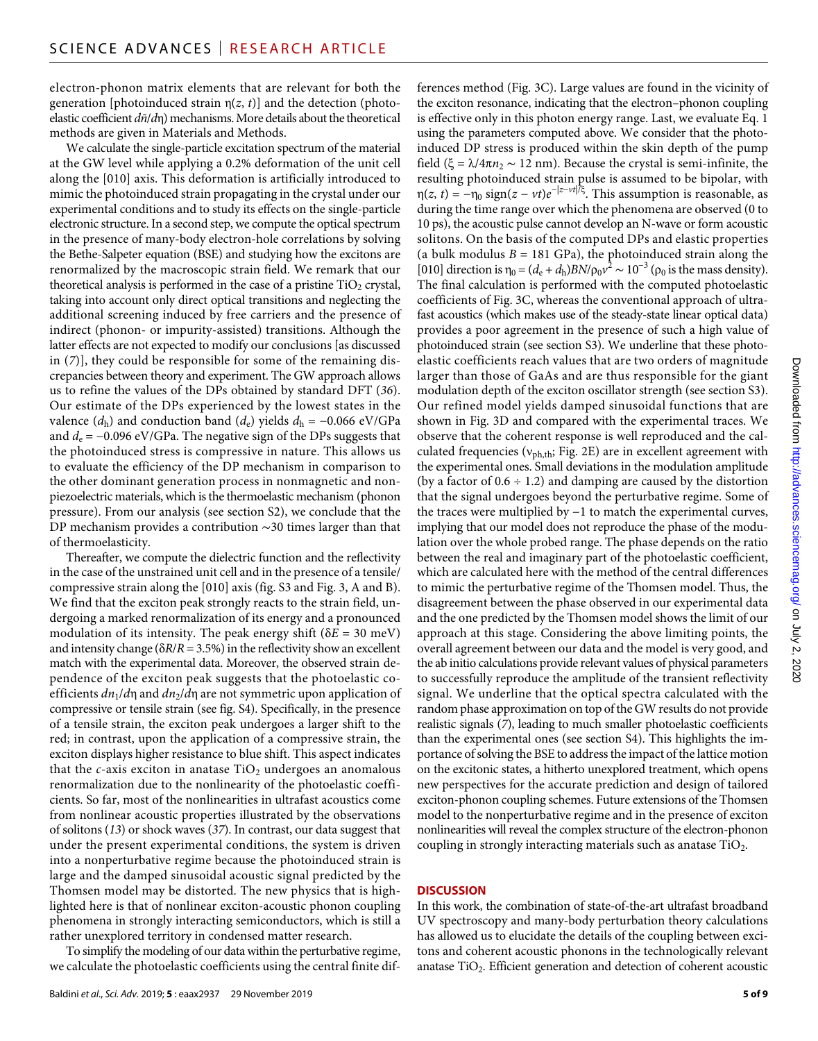electron-phonon matrix elements that are relevant for both the generation [photoinduced strain $\eta(z, t)$] and the detection (photoelastic coefficient $d\tilde{n}/d\eta$) mechanisms. More details about the theoretical methods are given in Materials and Methods.

We calculate the single-particle excitation spectrum of the material at the GW level while applying a 0.2% deformation of the unit cell along the [010] axis. This deformation is artificially introduced to mimic the photoinduced strain propagating in the crystal under our experimental conditions and to study its effects on the single-particle electronic structure. In a second step, we compute the optical spectrum in the presence of many-body electron-hole correlations by solving the Bethe-Salpeter equation (BSE) and studying how the excitons are renormalized by the macroscopic strain field. We remark that our theoretical analysis is performed in the case of a pristine $TiO_2$ crystal, taking into account only direct optical transitions and neglecting the additional screening induced by free carriers and the presence of indirect (phonon- or impurity-assisted) transitions. Although the latter effects are not expected to modify our conclusions [as discussed in (7)], they could be responsible for some of the remaining discrepancies between theory and experiment. The GW approach allows us to refine the values of the DPs obtained by standard DFT (36). Our estimate of the DPs experienced by the lowest states in the valence ($d_h$) and conduction band ($d_e$) yields $d_h = -0.066$ eV/GPa and $d_e = -0.096$ eV/GPa. The negative sign of the DPs suggests that the photoinduced stress is compressive in nature. This allows us to evaluate the efficiency of the DP mechanism in comparison to the other dominant generation process in nonmagnetic and nonpiezoelectric materials, which is the thermoelastic mechanism (phonon pressure). From our analysis (see section S2), we conclude that the DP mechanism provides a contribution ~30 times larger than that of thermoelasticity.

Thereafter, we compute the dielectric function and the reflectivity in the case of the unstrained unit cell and in the presence of a tensile/compressive strain along the [010] axis (fig. S3 and Fig. 3, A and B). We find that the exciton peak strongly reacts to the strain field, undergoing a marked renormalization of its energy and a pronounced modulation of its intensity. The peak energy shift ($\delta E = 30$ meV) and intensity change ($\delta R/R = 3.5\%$) in the reflectivity show an excellent match with the experimental data. Moreover, the observed strain dependence of the exciton peak suggests that the photoelastic coefficients $dn_1/d\eta$ and $dn_2/d\eta$ are not symmetric upon application of compressive or tensile strain (see fig. S4). Specifically, in the presence of a tensile strain, the exciton peak undergoes a larger shift to the red; in contrast, upon the application of a compressive strain, the exciton displays higher resistance to blue shift. This aspect indicates that the *c*-axis exciton in anatase $TiO_2$ undergoes an anomalous renormalization due to the nonlinearity of the photoelastic coefficients. So far, most of the nonlinearities in ultrafast acoustics come from nonlinear acoustic properties illustrated by the observations of solitons (13) or shock waves (37). In contrast, our data suggest that under the present experimental conditions, the system is driven into a nonperturbative regime because the photoinduced strain is large and the damped sinusoidal acoustic signal predicted by the Thomsen model may be distorted. The new physics that is highlighted here is that of nonlinear exciton-acoustic phonon coupling phenomena in strongly interacting semiconductors, which is still a rather unexplored territory in condensed matter research.

To simplify the modeling of our data within the perturbative regime, we calculate the photoelastic coefficients using the central finite differences method (Fig. 3C). Large values are found in the vicinity of the exciton resonance, indicating that the electron–phonon coupling is effective only in this photon energy range. Last, we evaluate Eq. 1 using the parameters computed above. We consider that the photoinduced DP stress is produced within the skin depth of the pump field ($\xi = \lambda/4\pi n_2 \sim 12$ nm). Because the crystal is semi-infinite, the resulting photoinduced strain pulse is assumed to be bipolar, with $\eta(z, t) = -\eta_0 \, \mathrm{sign}(z - vt)e^{-|z-vt|/\xi}$. This assumption is reasonable, as during the time range over which the phenomena are observed (0 to 10 ps), the acoustic pulse cannot develop an N-wave or form acoustic solitons. On the basis of the computed DPs and elastic properties (a bulk modulus $B = 181$ GPa), the photoinduced strain along the [010] direction is $\eta_0 = (d_e + d_h)BN/\rho_0 v^2 \sim 10^{-3}$ ($\rho_0$ is the mass density). The final calculation is performed with the computed photoelastic coefficients of Fig. 3C, whereas the conventional approach of ultrafast acoustics (which makes use of the steady-state linear optical data) provides a poor agreement in the presence of such a high value of photoinduced strain (see section S3). We underline that these photoelastic coefficients reach values that are two orders of magnitude larger than those of GaAs and are thus responsible for the giant modulation depth of the exciton oscillator strength (see section S3). Our refined model yields damped sinusoidal functions that are shown in Fig. 3D and compared with the experimental traces. We observe that the coherent response is well reproduced and the calculated frequencies ($\nu_{ph,th}$; Fig. 2E) are in excellent agreement with the experimental ones. Small deviations in the modulation amplitude (by a factor of 0.6 ÷ 1.2) and damping are caused by the distortion that the signal undergoes beyond the perturbative regime. Some of the traces were multiplied by −1 to match the experimental curves, implying that our model does not reproduce the phase of the modulation over the whole probed range. The phase depends on the ratio between the real and imaginary part of the photoelastic coefficient, which are calculated here with the method of the central differences to mimic the perturbative regime of the Thomsen model. Thus, the disagreement between the phase observed in our experimental data and the one predicted by the Thomsen model shows the limit of our approach at this stage. Considering the above limiting points, the overall agreement between our data and the model is very good, and the ab initio calculations provide relevant values of physical parameters to successfully reproduce the amplitude of the transient reflectivity signal. We underline that the optical spectra calculated with the random phase approximation on top of the GW results do not provide realistic signals (7), leading to much smaller photoelastic coefficients than the experimental ones (see section S4). This highlights the importance of solving the BSE to address the impact of the lattice motion on the excitonic states, a hitherto unexplored treatment, which opens new perspectives for the accurate prediction and design of tailored exciton-phonon coupling schemes. Future extensions of the Thomsen model to the nonperturbative regime and in the presence of exciton nonlinearities will reveal the complex structure of the electron-phonon coupling in strongly interacting materials such as anatase $TiO_2$.

## DISCUSSION

In this work, the combination of state-of-the-art ultrafast broadband UV spectroscopy and many-body perturbation theory calculations has allowed us to elucidate the details of the coupling between excitons and coherent acoustic phonons in the technologically relevant anatase $TiO_2$. Efficient generation and detection of coherent acoustic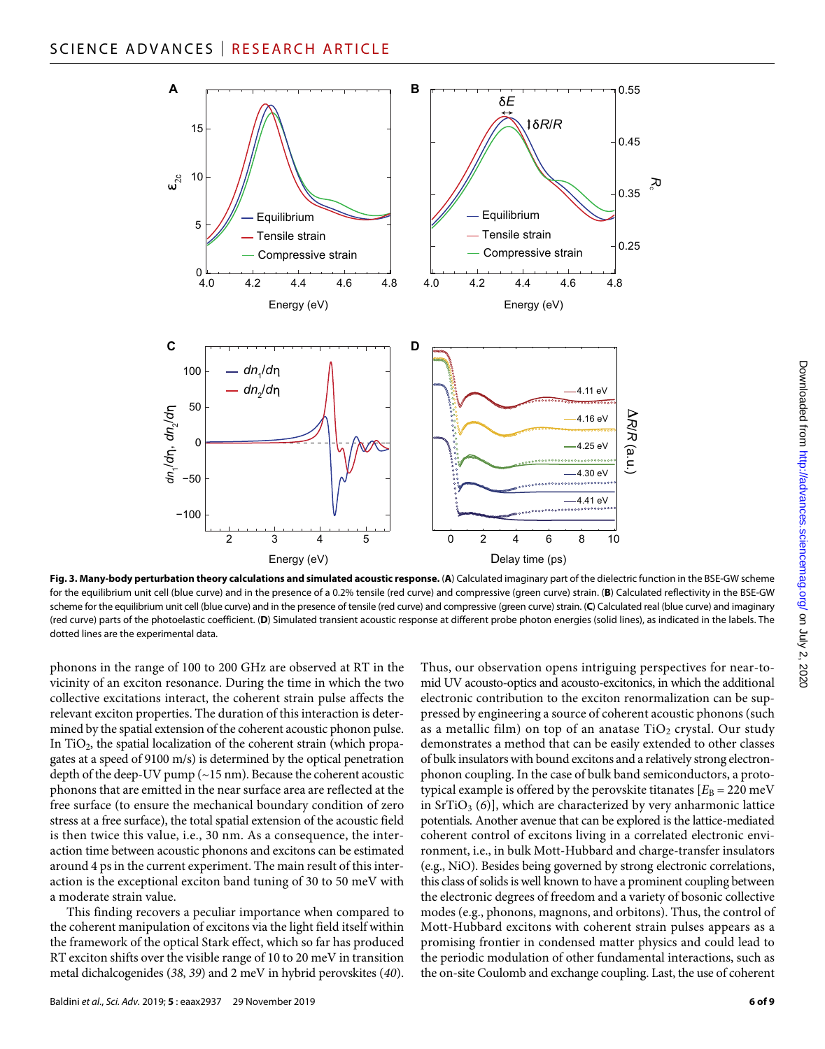**Fig. 3. Many-body perturbation theory calculations and simulated acoustic response.** (**A**) Calculated imaginary part of the dielectric function in the BSE-GW scheme for the equilibrium unit cell (blue curve) and in the presence of a 0.2% tensile (red curve) and compressive (green curve) strain. (**B**) Calculated reflectivity in the BSE-GW scheme for the equilibrium unit cell (blue curve) and in the presence of tensile (red curve) and compressive (green curve) strain. (**C**) Calculated real (blue curve) and imaginary (red curve) parts of the photoelastic coefficient. (**D**) Simulated transient acoustic response at different probe photon energies (solid lines), as indicated in the labels. The dotted lines are the experimental data.

phonons in the range of 100 to 200 GHz are observed at RT in the vicinity of an exciton resonance. During the time in which the two collective excitations interact, the coherent strain pulse affects the relevant exciton properties. The duration of this interaction is determined by the spatial extension of the coherent acoustic phonon pulse. In $TiO_2$, the spatial localization of the coherent strain (which propagates at a speed of 9100 m/s) is determined by the optical penetration depth of the deep-UV pump (~15 nm). Because the coherent acoustic phonons that are emitted in the near surface area are reflected at the free surface (to ensure the mechanical boundary condition of zero stress at a free surface), the total spatial extension of the acoustic field is then twice this value, i.e., 30 nm. As a consequence, the interaction time between acoustic phonons and excitons can be estimated around 4 ps in the current experiment. The main result of this interaction is the exceptional exciton band tuning of 30 to 50 meV with a moderate strain value.

This finding recovers a peculiar importance when compared to the coherent manipulation of excitons via the light field itself within the framework of the optical Stark effect, which so far has produced RT exciton shifts over the visible range of 10 to 20 meV in transition metal dichalcogenides (*38*, *39*) and 2 meV in hybrid perovskites (*40*). Thus, our observation opens intriguing perspectives for near-to-mid UV acousto-optics and acousto-excitonics, in which the additional electronic contribution to the exciton renormalization can be suppressed by engineering a source of coherent acoustic phonons (such as a metallic film) on top of an anatase $TiO_2$ crystal. Our study demonstrates a method that can be easily extended to other classes of bulk insulators with bound excitons and a relatively strong electron-phonon coupling. In the case of bulk band semiconductors, a prototypical example is offered by the perovskite titanates [$E_B$ = 220 meV in $SrTiO_3$ (*6*)], which are characterized by very anharmonic lattice potentials. Another avenue that can be explored is the lattice-mediated coherent control of excitons living in a correlated electronic environment, i.e., in bulk Mott-Hubbard and charge-transfer insulators (e.g., NiO). Besides being governed by strong electronic correlations, this class of solids is well known to have a prominent coupling between the electronic degrees of freedom and a variety of bosonic collective modes (e.g., phonons, magnons, and orbitons). Thus, the control of Mott-Hubbard excitons with coherent strain pulses appears as a promising frontier in condensed matter physics and could lead to the periodic modulation of other fundamental interactions, such as the on-site Coulomb and exchange coupling. Last, the use of coherent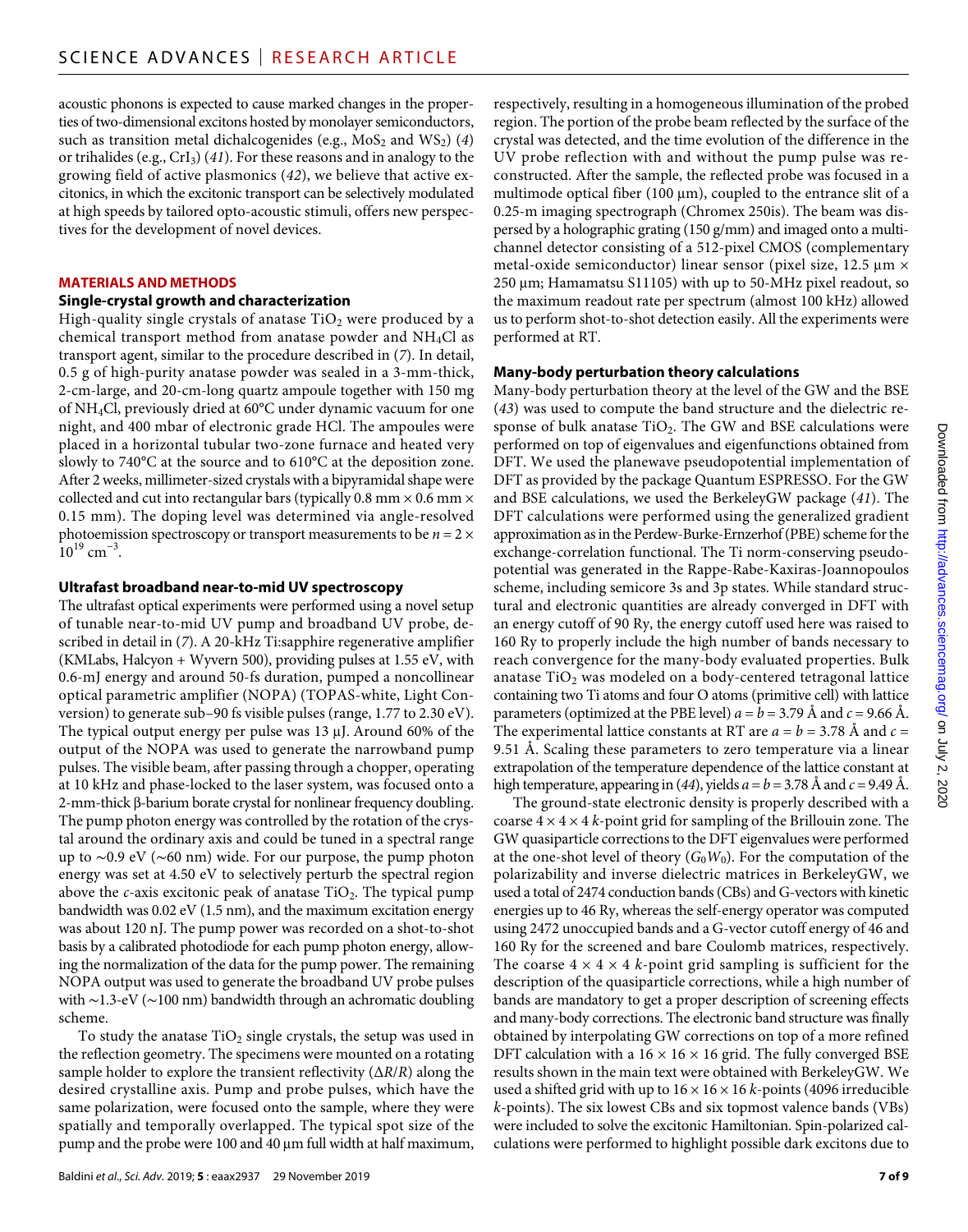acoustic phonons is expected to cause marked changes in the properties of two-dimensional excitons hosted by monolayer semiconductors, such as transition metal dichalcogenides (e.g., $MoS_2$ and $WS_2$) (4) or trihalides (e.g., $CrI_3$) (41). For these reasons and in analogy to the growing field of active plasmonics (42), we believe that active excitonics, in which the excitonic transport can be selectively modulated at high speeds by tailored opto-acoustic stimuli, offers new perspectives for the development of novel devices.

## MATERIALS AND METHODS

### Single-crystal growth and characterization

High-quality single crystals of anatase $TiO_2$ were produced by a chemical transport method from anatase powder and $NH_4Cl$ as transport agent, similar to the procedure described in (7). In detail, 0.5 g of high-purity anatase powder was sealed in a 3-mm-thick, 2-cm-large, and 20-cm-long quartz ampoule together with 150 mg of $NH_4Cl$, previously dried at 60°C under dynamic vacuum for one night, and 400 mbar of electronic grade HCl. The ampoules were placed in a horizontal tubular two-zone furnace and heated very slowly to 740°C at the source and to 610°C at the deposition zone. After 2 weeks, millimeter-sized crystals with a bipyramidal shape were collected and cut into rectangular bars (typically 0.8 mm × 0.6 mm × 0.15 mm). The doping level was determined via angle-resolved photoemission spectroscopy or transport measurements to be $n = 2 \times 10^{19}$ cm$^{-3}$.

### Ultrafast broadband near-to-mid UV spectroscopy

The ultrafast optical experiments were performed using a novel setup of tunable near-to-mid UV pump and broadband UV probe, described in detail in (7). A 20-kHz Ti:sapphire regenerative amplifier (KMLabs, Halcyon + Wyvern 500), providing pulses at 1.55 eV, with 0.6-mJ energy and around 50-fs duration, pumped a noncollinear optical parametric amplifier (NOPA) (TOPAS-white, Light Conversion) to generate sub–90 fs visible pulses (range, 1.77 to 2.30 eV). The typical output energy per pulse was 13 μJ. Around 60% of the output of the NOPA was used to generate the narrowband pump pulses. The visible beam, after passing through a chopper, operating at 10 kHz and phase-locked to the laser system, was focused onto a 2-mm-thick β-barium borate crystal for nonlinear frequency doubling. The pump photon energy was controlled by the rotation of the crystal around the ordinary axis and could be tuned in a spectral range up to ∼0.9 eV (∼60 nm) wide. For our purpose, the pump photon energy was set at 4.50 eV to selectively perturb the spectral region above the *c*-axis excitonic peak of anatase $TiO_2$. The typical pump bandwidth was 0.02 eV (1.5 nm), and the maximum excitation energy was about 120 nJ. The pump power was recorded on a shot-to-shot basis by a calibrated photodiode for each pump photon energy, allowing the normalization of the data for the pump power. The remaining NOPA output was used to generate the broadband UV probe pulses with ∼1.3-eV (∼100 nm) bandwidth through an achromatic doubling scheme.

To study the anatase $TiO_2$ single crystals, the setup was used in the reflection geometry. The specimens were mounted on a rotating sample holder to explore the transient reflectivity ($\Delta R/R$) along the desired crystalline axis. Pump and probe pulses, which have the same polarization, were focused onto the sample, where they were spatially and temporally overlapped. The typical spot size of the pump and the probe were 100 and 40 μm full width at half maximum, respectively, resulting in a homogeneous illumination of the probed region. The portion of the probe beam reflected by the surface of the crystal was detected, and the time evolution of the difference in the UV probe reflection with and without the pump pulse was reconstructed. After the sample, the reflected probe was focused in a multimode optical fiber (100 μm), coupled to the entrance slit of a 0.25-m imaging spectrograph (Chromex 250is). The beam was dispersed by a holographic grating (150 g/mm) and imaged onto a multichannel detector consisting of a 512-pixel CMOS (complementary metal-oxide semiconductor) linear sensor (pixel size, 12.5 μm × 250 μm; Hamamatsu S11105) with up to 50-MHz pixel readout, so the maximum readout rate per spectrum (almost 100 kHz) allowed us to perform shot-to-shot detection easily. All the experiments were performed at RT.

### Many-body perturbation theory calculations

Many-body perturbation theory at the level of the GW and the BSE (43) was used to compute the band structure and the dielectric response of bulk anatase $TiO_2$. The GW and BSE calculations were performed on top of eigenvalues and eigenfunctions obtained from DFT. We used the planewave pseudopotential implementation of DFT as provided by the package Quantum ESPRESSO. For the GW and BSE calculations, we used the BerkeleyGW package (41). The DFT calculations were performed using the generalized gradient approximation as in the Perdew-Burke-Ernzerhof (PBE) scheme for the exchange-correlation functional. The Ti norm-conserving pseudopotential was generated in the Rappe-Rabe-Kaxiras-Joannopoulos scheme, including semicore 3s and 3p states. While standard structural and electronic quantities are already converged in DFT with an energy cutoff of 90 Ry, the energy cutoff used here was raised to 160 Ry to properly include the high number of bands necessary to reach convergence for the many-body evaluated properties. Bulk anatase $TiO_2$ was modeled on a body-centered tetragonal lattice containing two Ti atoms and four O atoms (primitive cell) with lattice parameters (optimized at the PBE level) $a = b = 3.79$ Å and $c = 9.66$ Å. The experimental lattice constants at RT are $a = b = 3.78$ Å and $c = 9.51$ Å. Scaling these parameters to zero temperature via a linear extrapolation of the temperature dependence of the lattice constant at high temperature, appearing in (44), yields $a = b = 3.78$ Å and $c = 9.49$ Å.

The ground-state electronic density is properly described with a coarse 4 × 4 × 4 *k*-point grid for sampling of the Brillouin zone. The GW quasiparticle corrections to the DFT eigenvalues were performed at the one-shot level of theory ($G_0W_0$). For the computation of the polarizability and inverse dielectric matrices in BerkeleyGW, we used a total of 2474 conduction bands (CBs) and G-vectors with kinetic energies up to 46 Ry, whereas the self-energy operator was computed using 2472 unoccupied bands and a G-vector cutoff energy of 46 and 160 Ry for the screened and bare Coulomb matrices, respectively. The coarse 4 × 4 × 4 *k*-point grid sampling is sufficient for the description of the quasiparticle corrections, while a high number of bands are mandatory to get a proper description of screening effects and many-body corrections. The electronic band structure was finally obtained by interpolating GW corrections on top of a more refined DFT calculation with a 16 × 16 × 16 grid. The fully converged BSE results shown in the main text were obtained with BerkeleyGW. We used a shifted grid with up to 16 × 16 × 16 *k*-points (4096 irreducible *k*-points). The six lowest CBs and six topmost valence bands (VBs) were included to solve the excitonic Hamiltonian. Spin-polarized calculations were performed to highlight possible dark excitons due to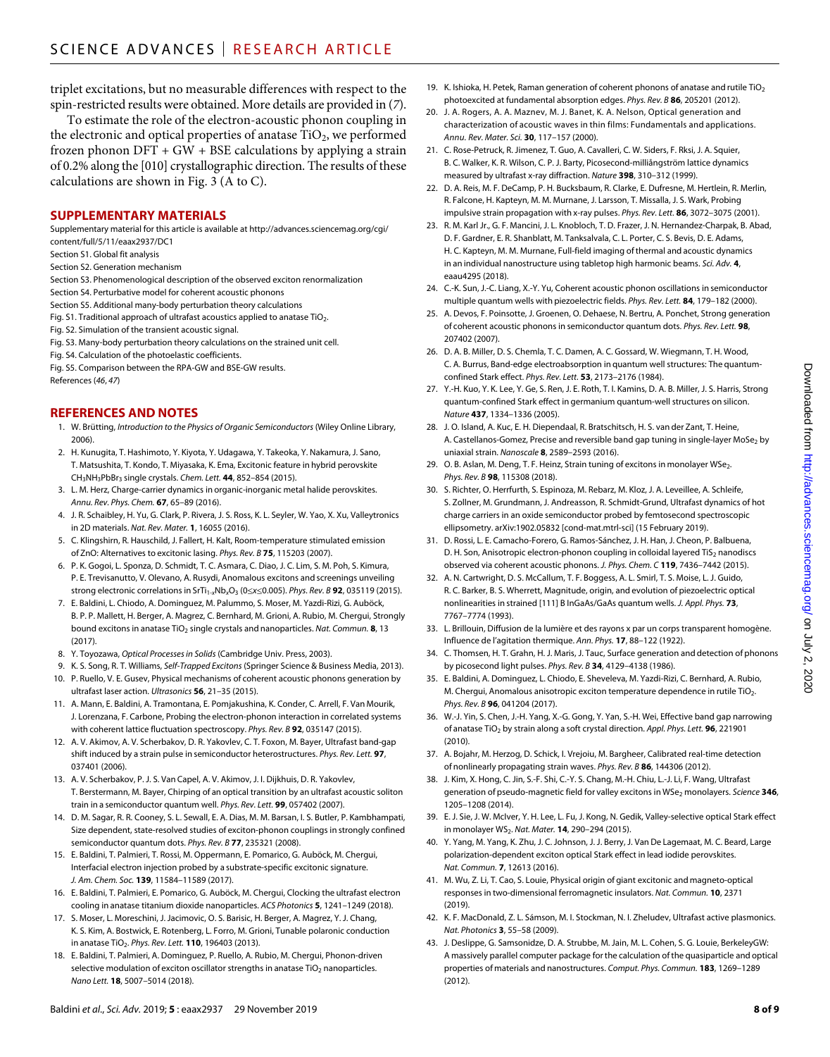triplet excitations, but no measurable differences with respect to the spin-restricted results were obtained. More details are provided in (*7*).

To estimate the role of the electron-acoustic phonon coupling in the electronic and optical properties of anatase $TiO_2$, we performed frozen phonon DFT + GW + BSE calculations by applying a strain of 0.2% along the [010] crystallographic direction. The results of these calculations are shown in Fig. 3 (A to C).

## SUPPLEMENTARY MATERIALS

Supplementary material for this article is available at http://advances.sciencemag.org/cgi/content/full/5/11/eaax2937/DC1

Section S1. Global fit analysis

Section S2. Generation mechanism

Section S3. Phenomenological description of the observed exciton renormalization

Section S4. Perturbative model for coherent acoustic phonons

Section S5. Additional many-body perturbation theory calculations

Fig. S1. Traditional approach of ultrafast acoustics applied to anatase $TiO_2$.

Fig. S2. Simulation of the transient acoustic signal.

Fig. S3. Many-body perturbation theory calculations on the strained unit cell.

Fig. S4. Calculation of the photoelastic coefficients.

Fig. S5. Comparison between the RPA-GW and BSE-GW results.

References (*46*, *47*)

## REFERENCES AND NOTES

1. W. Brütting, *Introduction to the Physics of Organic Semiconductors* (Wiley Online Library, 2006).
2. H. Kunugita, T. Hashimoto, Y. Kiyota, Y. Udagawa, Y. Takeoka, Y. Nakamura, J. Sano, T. Matsushita, T. Kondo, T. Miyasaka, K. Ema, Excitonic feature in hybrid perovskite $CH_3NH_3PbBr_3$ single crystals. *Chem. Lett.* **44**, 852–854 (2015).
3. L. M. Herz, Charge-carrier dynamics in organic-inorganic metal halide perovskites. *Annu. Rev. Phys. Chem.* **67**, 65–89 (2016).
4. J. R. Schaibley, H. Yu, G. Clark, P. Rivera, J. S. Ross, K. L. Seyler, W. Yao, X. Xu, Valleytronics in 2D materials. *Nat. Rev. Mater.* **1**, 16055 (2016).
5. C. Klingshirn, R. Hauschild, J. Fallert, H. Kalt, Room-temperature stimulated emission of ZnO: Alternatives to excitonic lasing. *Phys. Rev. B* **75**, 115203 (2007).
6. P. K. Gogoi, L. Sponza, D. Schmidt, T. C. Asmara, C. Diao, J. C. Lim, S. M. Poh, S. Kimura, P. E. Trevisanutto, V. Olevano, A. Rusydi, Anomalous excitons and screenings unveiling strong electronic correlations in $SrTi_{1-x}Nb_xO_3$ ($0 \leq x \leq 0.005$). *Phys. Rev. B* **92**, 035119 (2015).
7. E. Baldini, L. Chiodo, A. Dominguez, M. Palummo, S. Moser, M. Yazdi-Rizi, G. Auböck, B. P. P. Mallett, H. Berger, A. Magrez, C. Bernhard, M. Grioni, A. Rubio, M. Chergui, Strongly bound excitons in anatase $TiO_2$ single crystals and nanoparticles. *Nat. Commun.* **8**, 13 (2017).
8. Y. Toyozawa, *Optical Processes in Solids* (Cambridge Univ. Press, 2003).
9. K. S. Song, R. T. Williams, *Self-Trapped Excitons* (Springer Science & Business Media, 2013).
10. P. Ruello, V. E. Gusev, Physical mechanisms of coherent acoustic phonons generation by ultrafast laser action. *Ultrasonics* **56**, 21–35 (2015).
11. A. Mann, E. Baldini, A. Tramontana, E. Pomjakushina, K. Conder, C. Arrell, F. Van Mourik, J. Lorenzana, F. Carbone, Probing the electron-phonon interaction in correlated systems with coherent lattice fluctuation spectroscopy. *Phys. Rev. B* **92**, 035147 (2015).
12. A. V. Akimov, A. V. Scherbakov, D. R. Yakovlev, C. T. Foxon, M. Bayer, Ultrafast band-gap shift induced by a strain pulse in semiconductor heterostructures. *Phys. Rev. Lett.* **97**, 037401 (2006).
13. A. V. Scherbakov, P. J. S. Van Capel, A. V. Akimov, J. I. Dijkhuis, D. R. Yakovlev, T. Berstermann, M. Bayer, Chirping of an optical transition by an ultrafast acoustic soliton train in a semiconductor quantum well. *Phys. Rev. Lett.* **99**, 057402 (2007).
14. D. M. Sagar, R. R. Cooney, S. L. Sewall, E. A. Dias, M. M. Barsan, I. S. Butler, P. Kambhampati, Size dependent, state-resolved studies of exciton-phonon couplings in strongly confined semiconductor quantum dots. *Phys. Rev. B* **77**, 235321 (2008).
15. E. Baldini, T. Palmieri, T. Rossi, M. Oppermann, E. Pomarico, G. Auböck, M. Chergui, Interfacial electron injection probed by a substrate-specific excitonic signature. *J. Am. Chem. Soc.* **139**, 11584–11589 (2017).
16. E. Baldini, T. Palmieri, E. Pomarico, G. Auböck, M. Chergui, Clocking the ultrafast electron cooling in anatase titanium dioxide nanoparticles. *ACS Photonics* **5**, 1241–1249 (2018).
17. S. Moser, L. Moreschini, J. Jacimovic, O. S. Barisic, H. Berger, A. Magrez, Y. J. Chang, K. S. Kim, A. Bostwick, E. Rotenberg, L. Forro, M. Grioni, Tunable polaronic conduction in anatase $TiO_2$. *Phys. Rev. Lett.* **110**, 196403 (2013).
18. E. Baldini, T. Palmieri, A. Dominguez, P. Ruello, A. Rubio, M. Chergui, Phonon-driven selective modulation of exciton oscillator strengths in anatase $TiO_2$ nanoparticles. *Nano Lett.* **18**, 5007–5014 (2018).
19. K. Ishioka, H. Petek, Raman generation of coherent phonons of anatase and rutile $TiO_2$ photoexcited at fundamental absorption edges. *Phys. Rev. B* **86**, 205201 (2012).
20. J. A. Rogers, A. A. Maznev, M. J. Banet, K. A. Nelson, Optical generation and characterization of acoustic waves in thin films: Fundamentals and applications. *Annu. Rev. Mater. Sci.* **30**, 117–157 (2000).
21. C. Rose-Petruck, R. Jimenez, T. Guo, A. Cavalleri, C. W. Siders, F. Rksi, J. A. Squier, B. C. Walker, K. R. Wilson, C. P. J. Barty, Picosecond-milliångström lattice dynamics measured by ultrafast x-ray diffraction. *Nature* **398**, 310–312 (1999).
22. D. A. Reis, M. F. DeCamp, P. H. Bucksbaum, R. Clarke, E. Dufresne, M. Hertlein, R. Merlin, R. Falcone, H. Kapteyn, M. M. Murnane, J. Larsson, T. Missalla, J. S. Wark, Probing impulsive strain propagation with x-ray pulses. *Phys. Rev. Lett.* **86**, 3072–3075 (2001).
23. R. M. Karl Jr., G. F. Mancini, J. L. Knobloch, T. D. Frazer, J. N. Hernandez-Charpak, B. Abad, D. F. Gardner, E. R. Shanblatt, M. Tanksalvala, C. L. Porter, C. S. Bevis, D. E. Adams, H. C. Kapteyn, M. M. Murnane, Full-field imaging of thermal and acoustic dynamics in an individual nanostructure using tabletop high harmonic beams. *Sci. Adv.* **4**, eaau4295 (2018).
24. C.-K. Sun, J.-C. Liang, X.-Y. Yu, Coherent acoustic phonon oscillations in semiconductor multiple quantum wells with piezoelectric fields. *Phys. Rev. Lett.* **84**, 179–182 (2000).
25. A. Devos, F. Poinsotte, J. Groenen, O. Dehaese, N. Bertru, A. Ponchet, Strong generation of coherent acoustic phonons in semiconductor quantum dots. *Phys. Rev. Lett.* **98**, 207402 (2007).
26. D. A. B. Miller, D. S. Chemla, T. C. Damen, A. C. Gossard, W. Wiegmann, T. H. Wood, C. A. Burrus, Band-edge electroabsorption in quantum well structures: The quantum-confined Stark effect. *Phys. Rev. Lett.* **53**, 2173–2176 (1984).
27. Y.-H. Kuo, Y. K. Lee, Y. Ge, S. Ren, J. E. Roth, T. I. Kamins, D. A. B. Miller, J. S. Harris, Strong quantum-confined Stark effect in germanium quantum-well structures on silicon. *Nature* **437**, 1334–1336 (2005).
28. J. O. Island, A. Kuc, E. H. Diependaal, R. Bratschitsch, H. S. van der Zant, T. Heine, A. Castellanos-Gomez, Precise and reversible band gap tuning in single-layer $MoSe_2$ by uniaxial strain. *Nanoscale* **8**, 2589–2593 (2016).
29. O. B. Aslan, M. Deng, T. F. Heinz, Strain tuning of excitons in monolayer $WSe_2$. *Phys. Rev. B* **98**, 115308 (2018).
30. S. Richter, O. Herrfurth, S. Espinoza, M. Rebarz, M. Kloz, J. A. Leveillee, A. Schleife, S. Zollner, M. Grundmann, J. Andreasson, R. Schmidt-Grund, Ultrafast dynamics of hot charge carriers in an oxide semiconductor probed by femtosecond spectroscopic ellipsometry. arXiv:1902.05832 [cond-mat.mtrl-sci] (15 February 2019).
31. D. Rossi, L. E. Camacho-Forero, G. Ramos-Sánchez, J. H. Han, J. Cheon, P. Balbuena, D. H. Son, Anisotropic electron-phonon coupling in colloidal layered $TiS_2$ nanodiscs observed via coherent acoustic phonons. *J. Phys. Chem. C* **119**, 7436–7442 (2015).
32. A. N. Cartwright, D. S. McCallum, T. F. Boggess, A. L. Smirl, T. S. Moise, L. J. Guido, R. C. Barker, B. S. Wherrett, Magnitude, origin, and evolution of piezoelectric optical nonlinearities in strained [111] B InGaAs/GaAs quantum wells. *J. Appl. Phys.* **73**, 7767–7774 (1993).
33. L. Brillouin, Diffusion de la lumière et des rayons x par un corps transparent homogène. Influence de l'agitation thermique. *Ann. Phys.* **17**, 88–122 (1922).
34. C. Thomsen, H. T. Grahn, H. J. Maris, J. Tauc, Surface generation and detection of phonons by picosecond light pulses. *Phys. Rev. B* **34**, 4129–4138 (1986).
35. E. Baldini, A. Dominguez, L. Chiodo, E. Sheveleva, M. Yazdi-Rizi, C. Bernhard, A. Rubio, M. Chergui, Anomalous anisotropic exciton temperature dependence in rutile $TiO_2$. *Phys. Rev. B* **96**, 041204 (2017).
36. W.-J. Yin, S. Chen, J.-H. Yang, X.-G. Gong, Y. Yan, S.-H. Wei, Effective band gap narrowing of anatase $TiO_2$ by strain along a soft crystal direction. *Appl. Phys. Lett.* **96**, 221901 (2010).
37. A. Bojahr, M. Herzog, D. Schick, I. Vrejoiu, M. Bargheer, Calibrated real-time detection of nonlinearly propagating strain waves. *Phys. Rev. B* **86**, 144306 (2012).
38. J. Kim, X. Hong, C. Jin, S.-F. Shi, C.-Y. S. Chang, M.-H. Chiu, L.-J. Li, F. Wang, Ultrafast generation of pseudo-magnetic field for valley excitons in $WSe_2$ monolayers. *Science* **346**, 1205–1208 (2014).
39. E. J. Sie, J. W. McIver, Y. H. Lee, L. Fu, J. Kong, N. Gedik, Valley-selective optical Stark effect in monolayer $WS_2$. *Nat. Mater.* **14**, 290–294 (2015).
40. Y. Yang, M. Yang, K. Zhu, J. C. Johnson, J. J. Berry, J. Van De Lagemaat, M. C. Beard, Large polarization-dependent exciton optical Stark effect in lead iodide perovskites. *Nat. Commun.* **7**, 12613 (2016).
41. M. Wu, Z. Li, T. Cao, S. Louie, Physical origin of giant excitonic and magneto-optical responses in two-dimensional ferromagnetic insulators. *Nat. Commun.* **10**, 2371 (2019).
42. K. F. MacDonald, Z. L. Sámson, M. I. Stockman, N. I. Zheludev, Ultrafast active plasmonics. *Nat. Photonics* **3**, 55–58 (2009).
43. J. Deslippe, G. Samsonidze, D. A. Strubbe, M. Jain, M. L. Cohen, S. G. Louie, BerkeleyGW: A massively parallel computer package for the calculation of the quasiparticle and optical properties of materials and nanostructures. *Comput. Phys. Commun.* **183**, 1269–1289 (2012).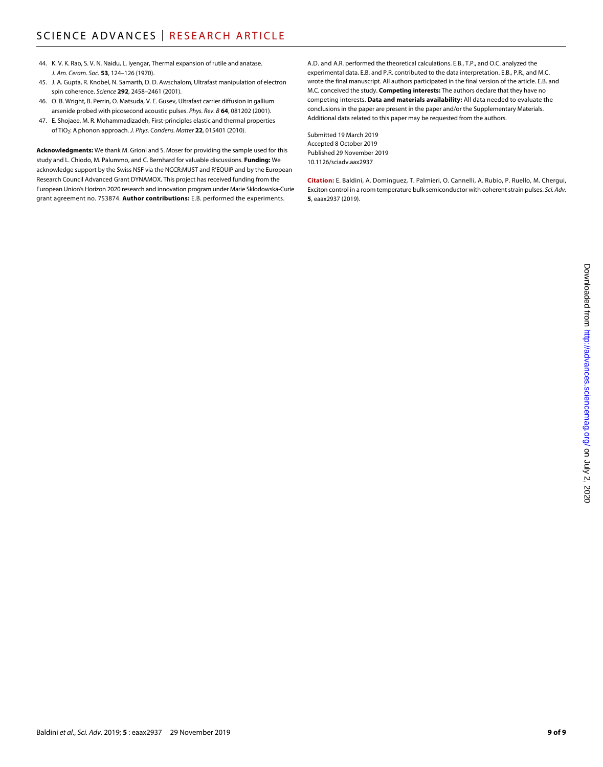44. K. V. K. Rao, S. V. N. Naidu, L. Iyengar, Thermal expansion of rutile and anatase. *J. Am. Ceram. Soc.* **53**, 124–126 (1970).
45. J. A. Gupta, R. Knobel, N. Samarth, D. D. Awschalom, Ultrafast manipulation of electron spin coherence. *Science* **292**, 2458–2461 (2001).
46. O. B. Wright, B. Perrin, O. Matsuda, V. E. Gusev, Ultrafast carrier diffusion in gallium arsenide probed with picosecond acoustic pulses. *Phys. Rev. B* **64**, 081202 (2001).
47. E. Shojaee, M. R. Mohammadizadeh, First-principles elastic and thermal properties of $TiO_2$: A phonon approach. *J. Phys. Condens. Matter* **22**, 015401 (2010).

**Acknowledgments:** We thank M. Grioni and S. Moser for providing the sample used for this study and L. Chiodo, M. Palummo, and C. Bernhard for valuable discussions. **Funding:** We acknowledge support by the Swiss NSF via the NCCR:MUST and R'EQUIP and by the European Research Council Advanced Grant DYNAMOX. This project has received funding from the European Union's Horizon 2020 research and innovation program under Marie Sklodowska-Curie grant agreement no. 753874. **Author contributions:** E.B. performed the experiments. A.D. and A.R. performed the theoretical calculations. E.B., T.P., and O.C. analyzed the experimental data. E.B. and P.R. contributed to the data interpretation. E.B., P.R., and M.C. wrote the final manuscript. All authors participated in the final version of the article. E.B. and M.C. conceived the study. **Competing interests:** The authors declare that they have no competing interests. **Data and materials availability:** All data needed to evaluate the conclusions in the paper are present in the paper and/or the Supplementary Materials. Additional data related to this paper may be requested from the authors.

Submitted 19 March 2019
Accepted 8 October 2019
Published 29 November 2019
10.1126/sciadv.aax2937

**Citation:** E. Baldini, A. Dominguez, T. Palmieri, O. Cannelli, A. Rubio, P. Ruello, M. Chergui, Exciton control in a room temperature bulk semiconductor with coherent strain pulses. *Sci. Adv.* **5**, eaax2937 (2019).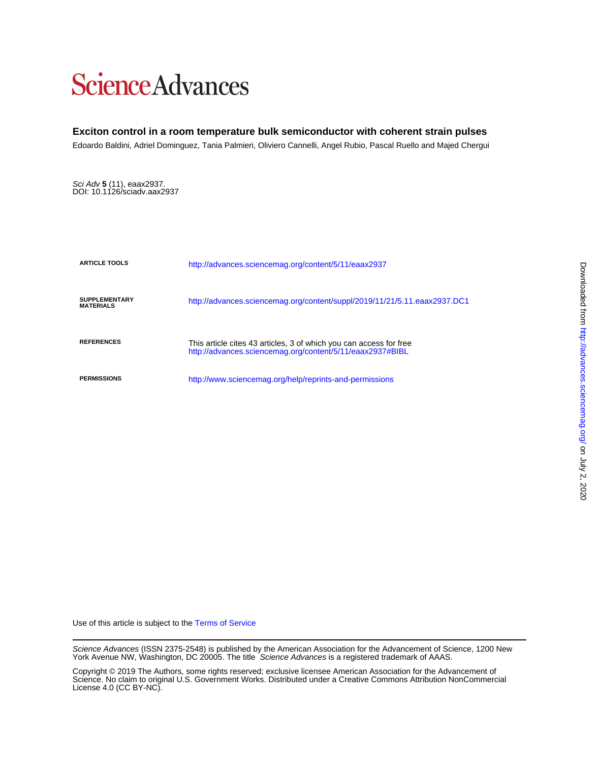# Science Advances

## Exciton control in a room temperature bulk semiconductor with coherent strain pulses

Edoardo Baldini, Adriel Dominguez, Tania Palmieri, Oliviero Cannelli, Angel Rubio, Pascal Ruello and Majed Chergui

*Sci Adv* **5** (11), eaax2937.
DOI: 10.1126/sciadv.aax2937

| | |
|---|---|
| **ARTICLE TOOLS** | http://advances.sciencemag.org/content/5/11/eaax2937 |
| **SUPPLEMENTARY MATERIALS** | http://advances.sciencemag.org/content/suppl/2019/11/21/5.11.eaax2937.DC1 |
| **REFERENCES** | This article cites 43 articles, 3 of which you can access for free http://advances.sciencemag.org/content/5/11/eaax2937#BIBL |
| **PERMISSIONS** | http://www.sciencemag.org/help/reprints-and-permissions |

Use of this article is subject to the Terms of Service

*Science Advances* (ISSN 2375-2548) is published by the American Association for the Advancement of Science, 1200 New York Avenue NW, Washington, DC 20005. The title *Science Advances* is a registered trademark of AAAS.

Copyright © 2019 The Authors, some rights reserved; exclusive licensee American Association for the Advancement of Science. No claim to original U.S. Government Works. Distributed under a Creative Commons Attribution NonCommercial License 4.0 (CC BY-NC).